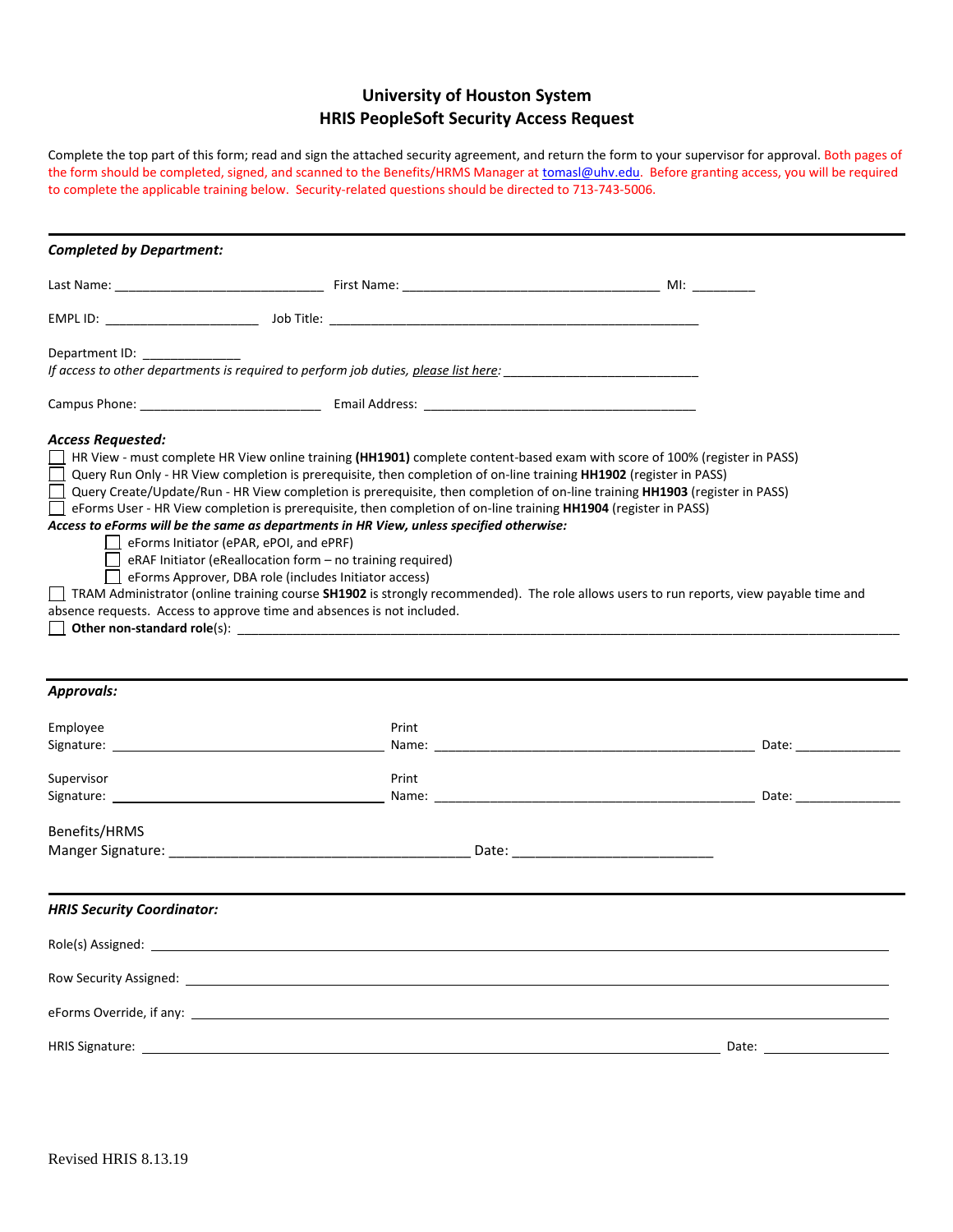# University of Houston System
## HRIS PeopleSoft Security Access Request

Complete the top part of this form; read and sign the attached security agreement, and return the form to your supervisor for approval. Both pages of the form should be completed, signed, and scanned to the Benefits/HRMS Manager at tomasl@uhv.edu. Before granting access, you will be required to complete the applicable training below. Security-related questions should be directed to 713-743-5006.

---

***Completed by Department:***

Last Name: ____________________________ First Name: ___________________________________ MI: _________

EMPL ID: _____________________ Job Title: ___________________________________________________

Department ID: ______________

*If access to other departments is required to perform job duties, please list here:* ___________________________

Campus Phone: _________________________ Email Address: ______________________________________

***Access Requested:***

☐ HR View - must complete HR View online training **(HH1901)** complete content-based exam with score of 100% (register in PASS)

☐ Query Run Only - HR View completion is prerequisite, then completion of on-line training **HH1902** (register in PASS)

☐ Query Create/Update/Run - HR View completion is prerequisite, then completion of on-line training **HH1903** (register in PASS)

☐ eForms User - HR View completion is prerequisite, then completion of on-line training **HH1904** (register in PASS)

***Access to eForms will be the same as departments in HR View, unless specified otherwise:***

- ☐ eForms Initiator (ePAR, ePOI, and ePRF)
- ☐ eRAF Initiator (eReallocation form – no training required)
- ☐ eForms Approver, DBA role (includes Initiator access)

☐ TRAM Administrator (online training course **SH1902** is strongly recommended). The role allows users to run reports, view payable time and absence requests. Access to approve time and absences is not included.

☐ **Other non-standard role**(s): ______________________________________________________________________________

---

***Approvals:***

Employee Signature: ______________________________ Print Name: ____________________________________ Date: ______________

Supervisor Signature: ______________________________ Print Name: ____________________________________ Date: ______________

Benefits/HRMS Manger Signature: ____________________________________ Date: _________________________

---

***HRIS Security Coordinator:***

Role(s) Assigned: ____________________________________________________________________________

Row Security Assigned: _______________________________________________________________________

eForms Override, if any: ______________________________________________________________________

HRIS Signature: ___________________________________________________________ Date: _______________

Revised HRIS 8.13.19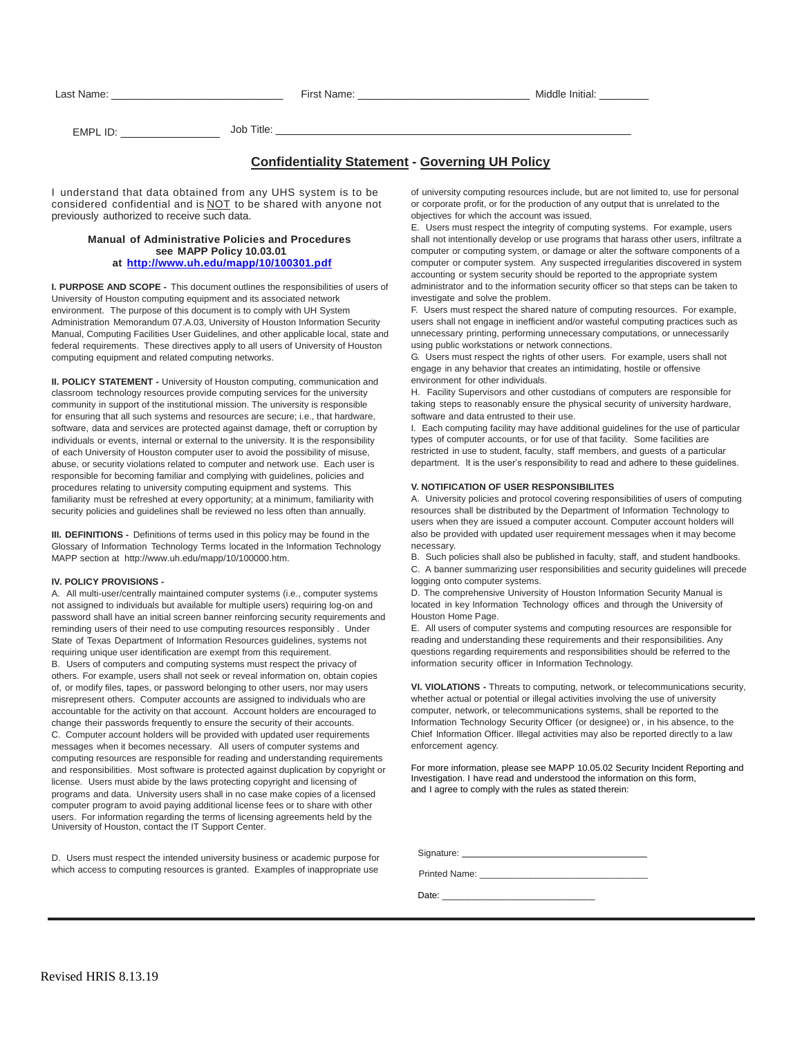Last Name: ______________________________ First Name: ______________________________ Middle Initial: ________

EMPL ID: _________________ Job Title: ______________________________________________________________

## Confidentiality Statement - Governing UH Policy

I understand that data obtained from any UHS system is to be considered confidential and is NOT to be shared with anyone not previously authorized to receive such data.

**Manual of Administrative Policies and Procedures**
**see MAPP Policy 10.03.01**
**at http://www.uh.edu/mapp/10/100301.pdf**

**I. PURPOSE AND SCOPE -** This document outlines the responsibilities of users of University of Houston computing equipment and its associated network environment. The purpose of this document is to comply with UH System Administration Memorandum 07.A.03, University of Houston Information Security Manual, Computing Facilities User Guidelines, and other applicable local, state and federal requirements. These directives apply to all users of University of Houston computing equipment and related computing networks.

**II. POLICY STATEMENT -** University of Houston computing, communication and classroom technology resources provide computing services for the university community in support of the institutional mission. The university is responsible for ensuring that all such systems and resources are secure; i.e., that hardware, software, data and services are protected against damage, theft or corruption by individuals or events, internal or external to the university. It is the responsibility of each University of Houston computer user to avoid the possibility of misuse, abuse, or security violations related to computer and network use. Each user is responsible for becoming familiar and complying with guidelines, policies and procedures relating to university computing equipment and systems. This familiarity must be refreshed at every opportunity; at a minimum, familiarity with security policies and guidelines shall be reviewed no less often than annually.

**III. DEFINITIONS -** Definitions of terms used in this policy may be found in the Glossary of Information Technology Terms located in the Information Technology MAPP section at http://www.uh.edu/mapp/10/100000.htm.

**IV. POLICY PROVISIONS -**

A. All multi-user/centrally maintained computer systems (i.e., computer systems not assigned to individuals but available for multiple users) requiring log-on and password shall have an initial screen banner reinforcing security requirements and reminding users of their need to use computing resources responsibly . Under State of Texas Department of Information Resources guidelines, systems not requiring unique user identification are exempt from this requirement.

B. Users of computers and computing systems must respect the privacy of others. For example, users shall not seek or reveal information on, obtain copies of, or modify files, tapes, or password belonging to other users, nor may users misrepresent others. Computer accounts are assigned to individuals who are accountable for the activity on that account. Account holders are encouraged to change their passwords frequently to ensure the security of their accounts.

C. Computer account holders will be provided with updated user requirements messages when it becomes necessary. All users of computer systems and computing resources are responsible for reading and understanding requirements and responsibilities. Most software is protected against duplication by copyright or license. Users must abide by the laws protecting copyright and licensing of programs and data. University users shall in no case make copies of a licensed computer program to avoid paying additional license fees or to share with other users. For information regarding the terms of licensing agreements held by the University of Houston, contact the IT Support Center.

D. Users must respect the intended university business or academic purpose for which access to computing resources is granted. Examples of inappropriate use of university computing resources include, but are not limited to, use for personal or corporate profit, or for the production of any output that is unrelated to the objectives for which the account was issued.

E. Users must respect the integrity of computing systems. For example, users shall not intentionally develop or use programs that harass other users, infiltrate a computer or computing system, or damage or alter the software components of a computer or computer system. Any suspected irregularities discovered in system accounting or system security should be reported to the appropriate system administrator and to the information security officer so that steps can be taken to investigate and solve the problem.

F. Users must respect the shared nature of computing resources. For example, users shall not engage in inefficient and/or wasteful computing practices such as unnecessary printing, performing unnecessary computations, or unnecessarily using public workstations or network connections.

G. Users must respect the rights of other users. For example, users shall not engage in any behavior that creates an intimidating, hostile or offensive environment for other individuals.

H. Facility Supervisors and other custodians of computers are responsible for taking steps to reasonably ensure the physical security of university hardware, software and data entrusted to their use.

I. Each computing facility may have additional guidelines for the use of particular types of computer accounts, or for use of that facility. Some facilities are restricted in use to student, faculty, staff members, and guests of a particular department. It is the user's responsibility to read and adhere to these guidelines.

**V. NOTIFICATION OF USER RESPONSIBILITES**

A. University policies and protocol covering responsibilities of users of computing resources shall be distributed by the Department of Information Technology to users when they are issued a computer account. Computer account holders will also be provided with updated user requirement messages when it may become necessary.

B. Such policies shall also be published in faculty, staff, and student handbooks.

C. A banner summarizing user responsibilities and security guidelines will precede logging onto computer systems.

D. The comprehensive University of Houston Information Security Manual is located in key Information Technology offices and through the University of Houston Home Page.

E. All users of computer systems and computing resources are responsible for reading and understanding these requirements and their responsibilities. Any questions regarding requirements and responsibilities should be referred to the information security officer in Information Technology.

**VI. VIOLATIONS -** Threats to computing, network, or telecommunications security, whether actual or potential or illegal activities involving the use of university computer, network, or telecommunications systems, shall be reported to the Information Technology Security Officer (or designee) or, in his absence, to the Chief Information Officer. Illegal activities may also be reported directly to a law enforcement agency.

For more information, please see MAPP 10.05.02 Security Incident Reporting and Investigation. I have read and understood the information on this form, and I agree to comply with the rules as stated therein:

Signature: ____________________________________

Printed Name: ________________________________

Date: _____________________________

Revised HRIS 8.13.19